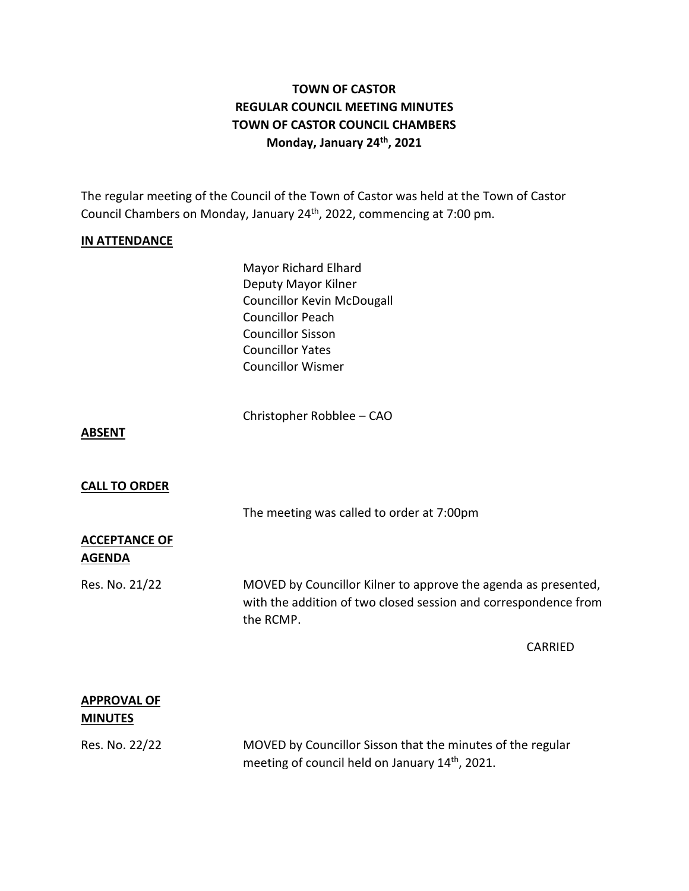# TOWN OF CASTOR
## REGULAR COUNCIL MEETING MINUTES
## TOWN OF CASTOR COUNCIL CHAMBERS
### Monday, January 24th, 2021

The regular meeting of the Council of the Town of Castor was held at the Town of Castor Council Chambers on Monday, January 24th, 2022, commencing at 7:00 pm.

**IN ATTENDANCE**

Mayor Richard Elhard
Deputy Mayor Kilner
Councillor Kevin McDougall
Councillor Peach
Councillor Sisson
Councillor Yates
Councillor Wismer

Christopher Robblee – CAO

**ABSENT**

**CALL TO ORDER**

The meeting was called to order at 7:00pm

**ACCEPTANCE OF AGENDA**

Res. No. 21/22

MOVED by Councillor Kilner to approve the agenda as presented, with the addition of two closed session and correspondence from the RCMP.

CARRIED

**APPROVAL OF MINUTES**

Res. No. 22/22

MOVED by Councillor Sisson that the minutes of the regular meeting of council held on January 14th, 2021.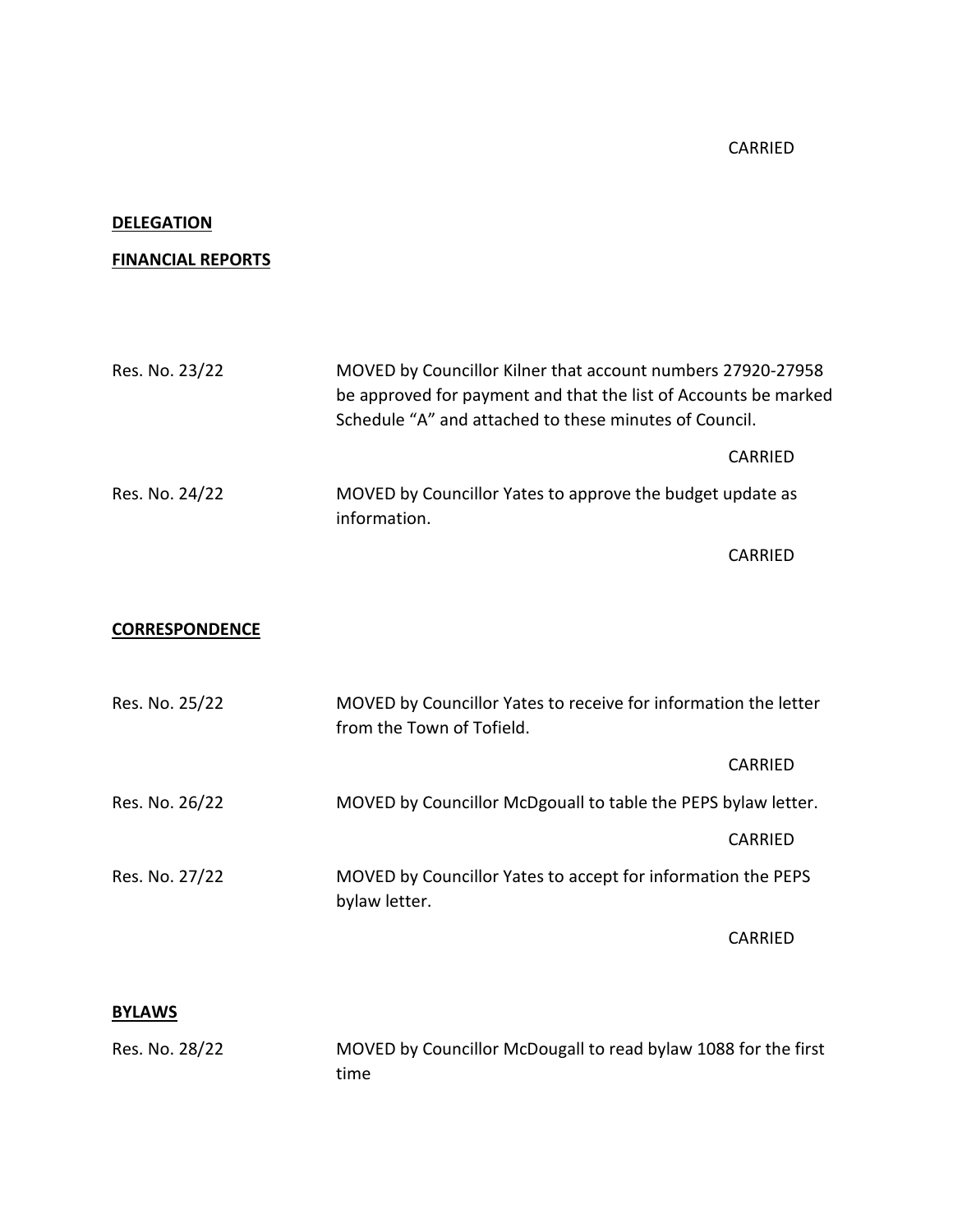CARRIED

**DELEGATION**

**FINANCIAL REPORTS**

Res. No. 23/22 MOVED by Councillor Kilner that account numbers 27920-27958 be approved for payment and that the list of Accounts be marked Schedule "A" and attached to these minutes of Council.

CARRIED

Res. No. 24/22 MOVED by Councillor Yates to approve the budget update as information.

CARRIED

**CORRESPONDENCE**

Res. No. 25/22 MOVED by Councillor Yates to receive for information the letter from the Town of Tofield.

CARRIED

Res. No. 26/22 MOVED by Councillor McDgouall to table the PEPS bylaw letter.

CARRIED

Res. No. 27/22 MOVED by Councillor Yates to accept for information the PEPS bylaw letter.

CARRIED

**BYLAWS**

Res. No. 28/22 MOVED by Councillor McDougall to read bylaw 1088 for the first time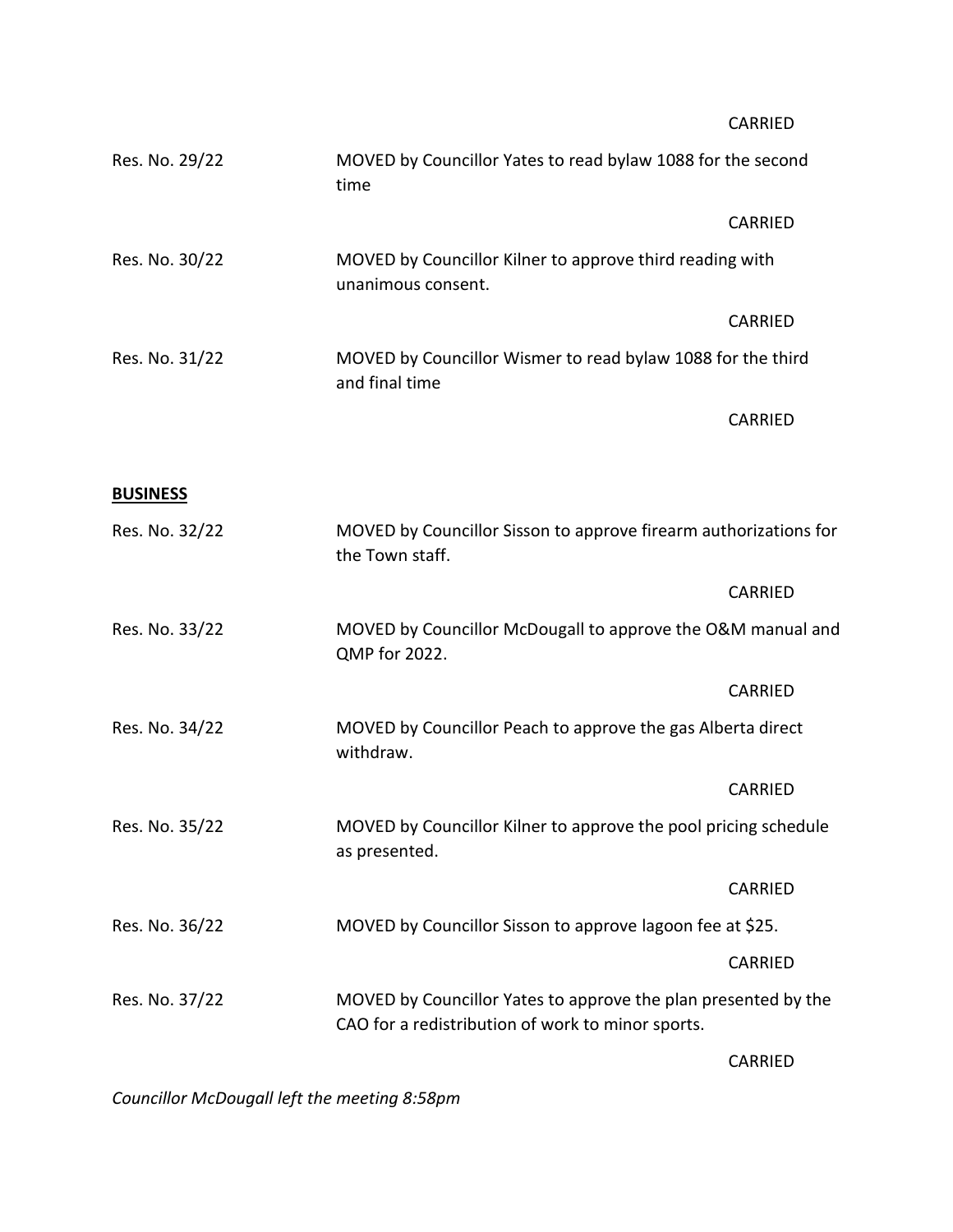CARRIED

| | |
|---|---|
| Res. No. 29/22 | MOVED by Councillor Yates to read bylaw 1088 for the second time |
| | CARRIED |
| Res. No. 30/22 | MOVED by Councillor Kilner to approve third reading with unanimous consent. |
| | CARRIED |
| Res. No. 31/22 | MOVED by Councillor Wismer to read bylaw 1088 for the third and final time |
| | CARRIED |

**BUSINESS**

| | |
|---|---|
| Res. No. 32/22 | MOVED by Councillor Sisson to approve firearm authorizations for the Town staff. |
| | CARRIED |
| Res. No. 33/22 | MOVED by Councillor McDougall to approve the O&M manual and QMP for 2022. |
| | CARRIED |
| Res. No. 34/22 | MOVED by Councillor Peach to approve the gas Alberta direct withdraw. |
| | CARRIED |
| Res. No. 35/22 | MOVED by Councillor Kilner to approve the pool pricing schedule as presented. |
| | CARRIED |
| Res. No. 36/22 | MOVED by Councillor Sisson to approve lagoon fee at $25. |
| | CARRIED |
| Res. No. 37/22 | MOVED by Councillor Yates to approve the plan presented by the CAO for a redistribution of work to minor sports. |
| | CARRIED |

*Councillor McDougall left the meeting 8:58pm*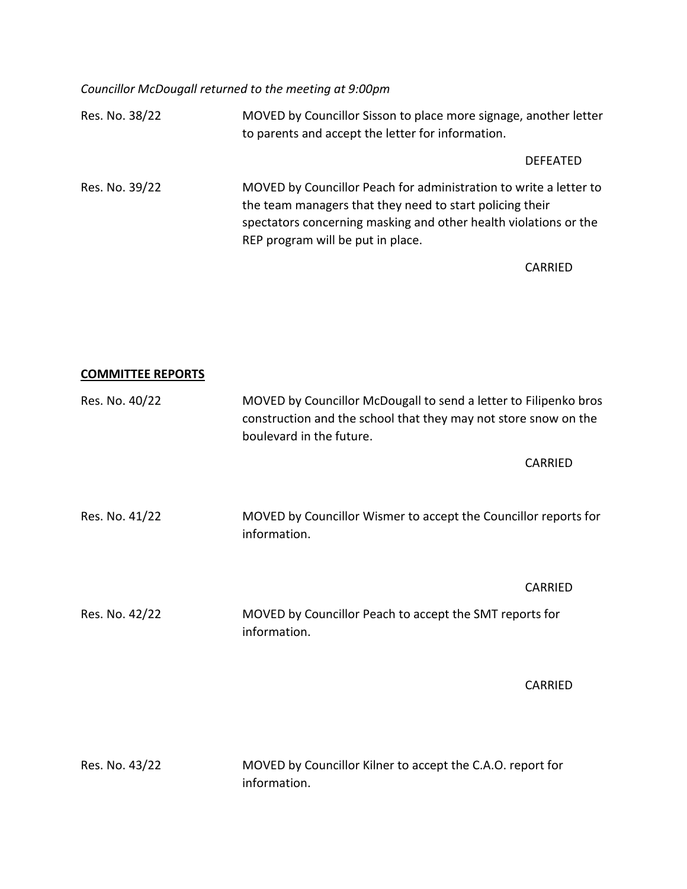*Councillor McDougall returned to the meeting at 9:00pm*

Res. No. 38/22 MOVED by Councillor Sisson to place more signage, another letter to parents and accept the letter for information.

DEFEATED

Res. No. 39/22 MOVED by Councillor Peach for administration to write a letter to the team managers that they need to start policing their spectators concerning masking and other health violations or the REP program will be put in place.

CARRIED

**COMMITTEE REPORTS**

Res. No. 40/22 MOVED by Councillor McDougall to send a letter to Filipenko bros construction and the school that they may not store snow on the boulevard in the future.

CARRIED

Res. No. 41/22 MOVED by Councillor Wismer to accept the Councillor reports for information.

CARRIED

Res. No. 42/22 MOVED by Councillor Peach to accept the SMT reports for information.

CARRIED

Res. No. 43/22 MOVED by Councillor Kilner to accept the C.A.O. report for information.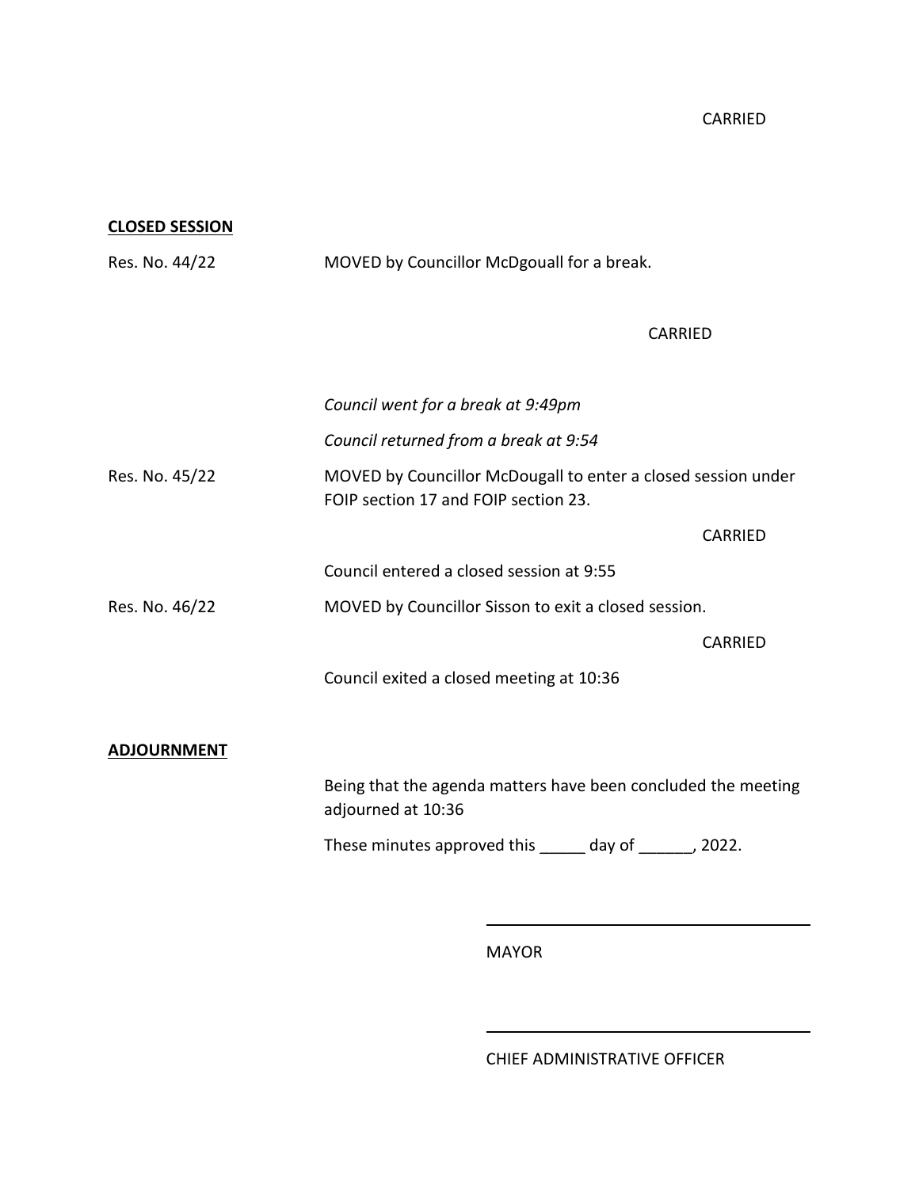CARRIED

**CLOSED SESSION**

Res. No. 44/22 MOVED by Councillor McDgouall for a break.

CARRIED

*Council went for a break at 9:49pm*

*Council returned from a break at 9:54*

Res. No. 45/22 MOVED by Councillor McDougall to enter a closed session under FOIP section 17 and FOIP section 23.

CARRIED

Council entered a closed session at 9:55

Res. No. 46/22 MOVED by Councillor Sisson to exit a closed session.

CARRIED

Council exited a closed meeting at 10:36

**ADJOURNMENT**

Being that the agenda matters have been concluded the meeting adjourned at 10:36

These minutes approved this _____ day of ______, 2022.

\_\_\_\_\_\_\_\_\_\_\_\_\_\_\_\_\_\_\_\_\_\_\_\_\_\_\_\_\_\_\_\_\_\_\_\_

MAYOR

\_\_\_\_\_\_\_\_\_\_\_\_\_\_\_\_\_\_\_\_\_\_\_\_\_\_\_\_\_\_\_\_\_\_\_\_

CHIEF ADMINISTRATIVE OFFICER